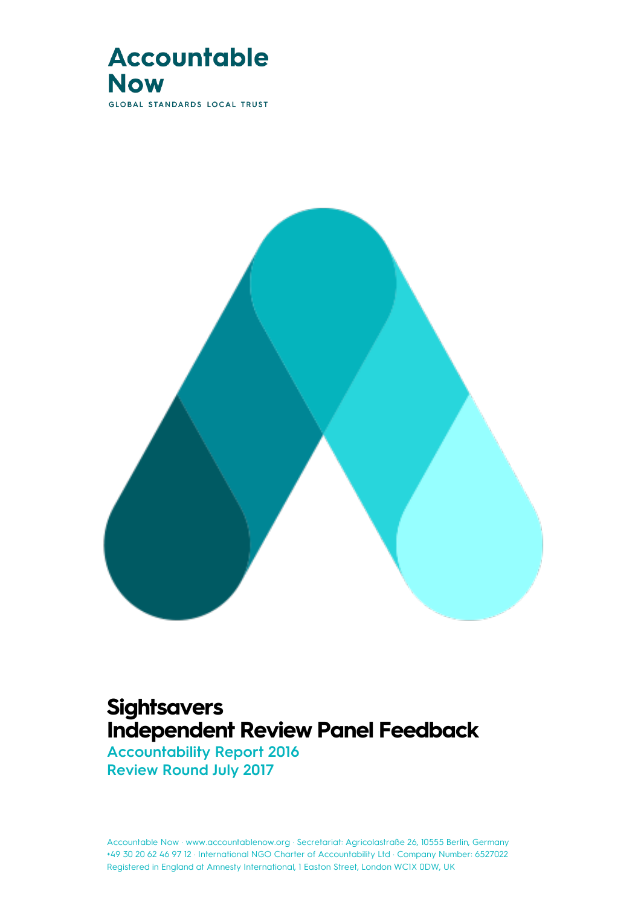Accountable Now

GLOBAL STANDARDS LOCAL TRUST

# Sightsavers
# Independent Review Panel Feedback

## Accountability Report 2016
## Review Round July 2017

Accountable Now · www.accountablenow.org · Secretariat: Agricolastraße 26, 10555 Berlin, Germany
+49 30 20 62 46 97 12 · International NGO Charter of Accountability Ltd · Company Number: 6527022
Registered in England at Amnesty International, 1 Easton Street, London WC1X 0DW, UK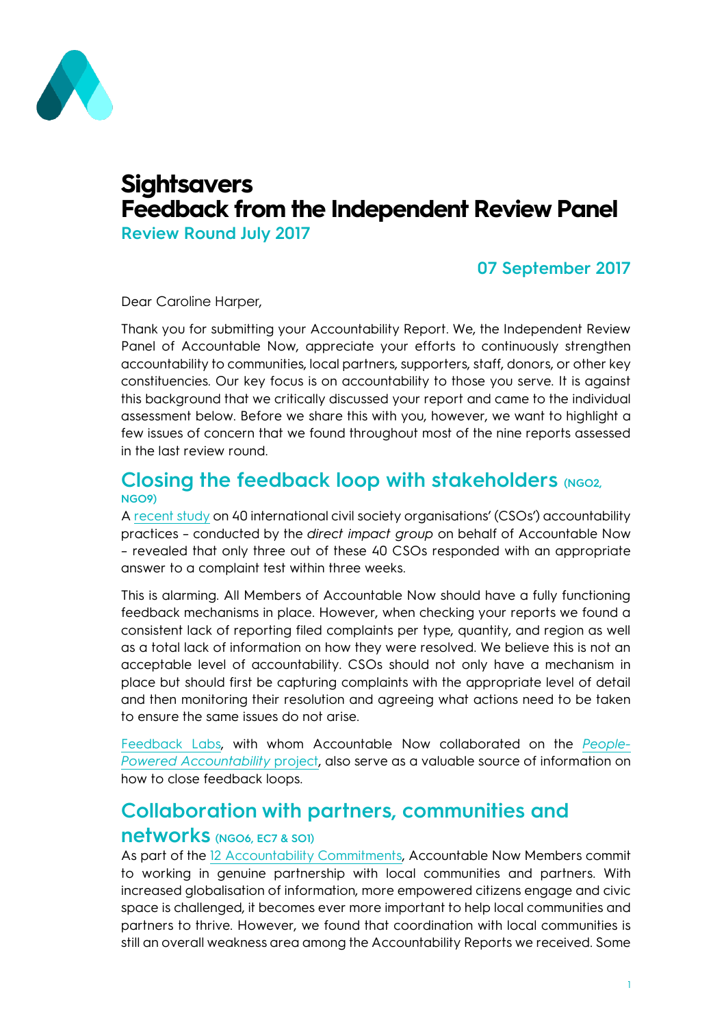# Sightsavers
# Feedback from the Independent Review Panel

**Review Round July 2017**

**07 September 2017**

Dear Caroline Harper,

Thank you for submitting your Accountability Report. We, the Independent Review Panel of Accountable Now, appreciate your efforts to continuously strengthen accountability to communities, local partners, supporters, staff, donors, or other key constituencies. Our key focus is on accountability to those you serve. It is against this background that we critically discussed your report and came to the individual assessment below. Before we share this with you, however, we want to highlight a few issues of concern that we found throughout most of the nine reports assessed in the last review round.

## Closing the feedback loop with stakeholders (NGO2, NGO9)

A recent study on 40 international civil society organisations' (CSOs') accountability practices – conducted by the *direct impact group* on behalf of Accountable Now – revealed that only three out of these 40 CSOs responded with an appropriate answer to a complaint test within three weeks.

This is alarming. All Members of Accountable Now should have a fully functioning feedback mechanisms in place. However, when checking your reports we found a consistent lack of reporting filed complaints per type, quantity, and region as well as a total lack of information on how they were resolved. We believe this is not an acceptable level of accountability. CSOs should not only have a mechanism in place but should first be capturing complaints with the appropriate level of detail and then monitoring their resolution and agreeing what actions need to be taken to ensure the same issues do not arise.

Feedback Labs, with whom Accountable Now collaborated on the *People-Powered Accountability* project, also serve as a valuable source of information on how to close feedback loops.

## Collaboration with partners, communities and networks (NGO6, EC7 & SO1)

As part of the 12 Accountability Commitments, Accountable Now Members commit to working in genuine partnership with local communities and partners. With increased globalisation of information, more empowered citizens engage and civic space is challenged, it becomes ever more important to help local communities and partners to thrive. However, we found that coordination with local communities is still an overall weakness area among the Accountability Reports we received. Some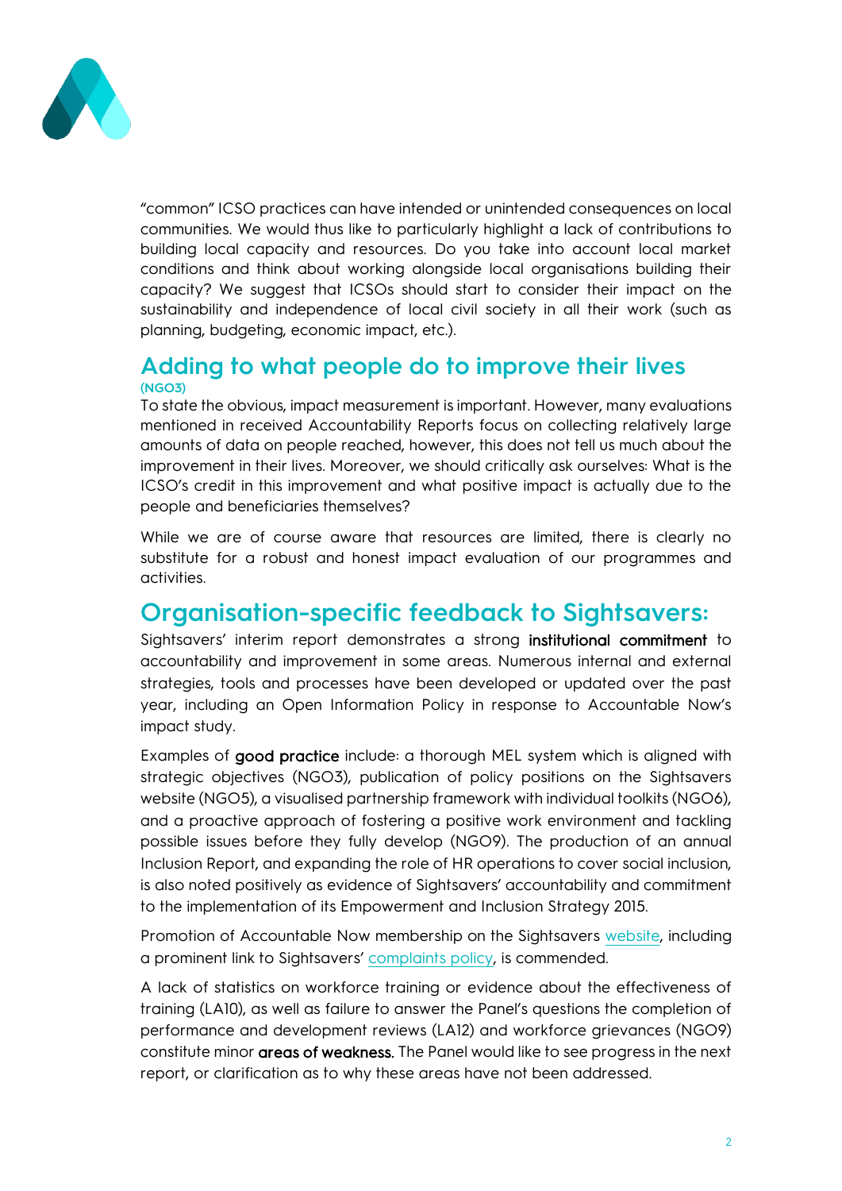"common" ICSO practices can have intended or unintended consequences on local communities. We would thus like to particularly highlight a lack of contributions to building local capacity and resources. Do you take into account local market conditions and think about working alongside local organisations building their capacity? We suggest that ICSOs should start to consider their impact on the sustainability and independence of local civil society in all their work (such as planning, budgeting, economic impact, etc.).

## Adding to what people do to improve their lives

**(NGO3)**

To state the obvious, impact measurement is important. However, many evaluations mentioned in received Accountability Reports focus on collecting relatively large amounts of data on people reached, however, this does not tell us much about the improvement in their lives. Moreover, we should critically ask ourselves: What is the ICSO's credit in this improvement and what positive impact is actually due to the people and beneficiaries themselves?

While we are of course aware that resources are limited, there is clearly no substitute for a robust and honest impact evaluation of our programmes and activities.

# Organisation-specific feedback to Sightsavers:

Sightsavers' interim report demonstrates a strong **institutional commitment** to accountability and improvement in some areas. Numerous internal and external strategies, tools and processes have been developed or updated over the past year, including an Open Information Policy in response to Accountable Now's impact study.

Examples of **good practice** include: a thorough MEL system which is aligned with strategic objectives (NGO3), publication of policy positions on the Sightsavers website (NGO5), a visualised partnership framework with individual toolkits (NGO6), and a proactive approach of fostering a positive work environment and tackling possible issues before they fully develop (NGO9). The production of an annual Inclusion Report, and expanding the role of HR operations to cover social inclusion, is also noted positively as evidence of Sightsavers' accountability and commitment to the implementation of its Empowerment and Inclusion Strategy 2015.

Promotion of Accountable Now membership on the Sightsavers website, including a prominent link to Sightsavers' complaints policy, is commended.

A lack of statistics on workforce training or evidence about the effectiveness of training (LA10), as well as failure to answer the Panel's questions the completion of performance and development reviews (LA12) and workforce grievances (NGO9) constitute minor **areas of weakness.** The Panel would like to see progress in the next report, or clarification as to why these areas have not been addressed.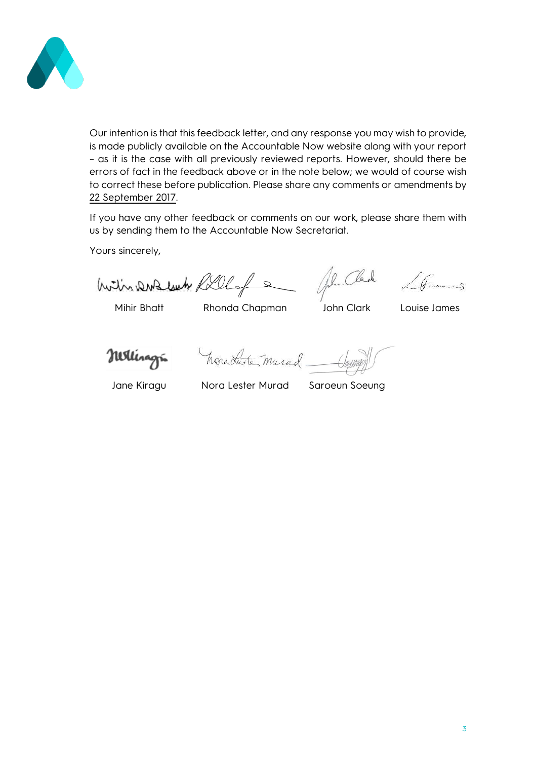Our intention is that this feedback letter, and any response you may wish to provide, is made publicly available on the Accountable Now website along with your report – as it is the case with all previously reviewed reports. However, should there be errors of fact in the feedback above or in the note below; we would of course wish to correct these before publication. Please share any comments or amendments by 22 September 2017.

If you have any other feedback or comments on our work, please share them with us by sending them to the Accountable Now Secretariat.

Yours sincerely,

Mihir Bhatt    Rhonda Chapman    John Clark    Louise James

Jane Kiragu    Nora Lester Murad    Saroeun Soeung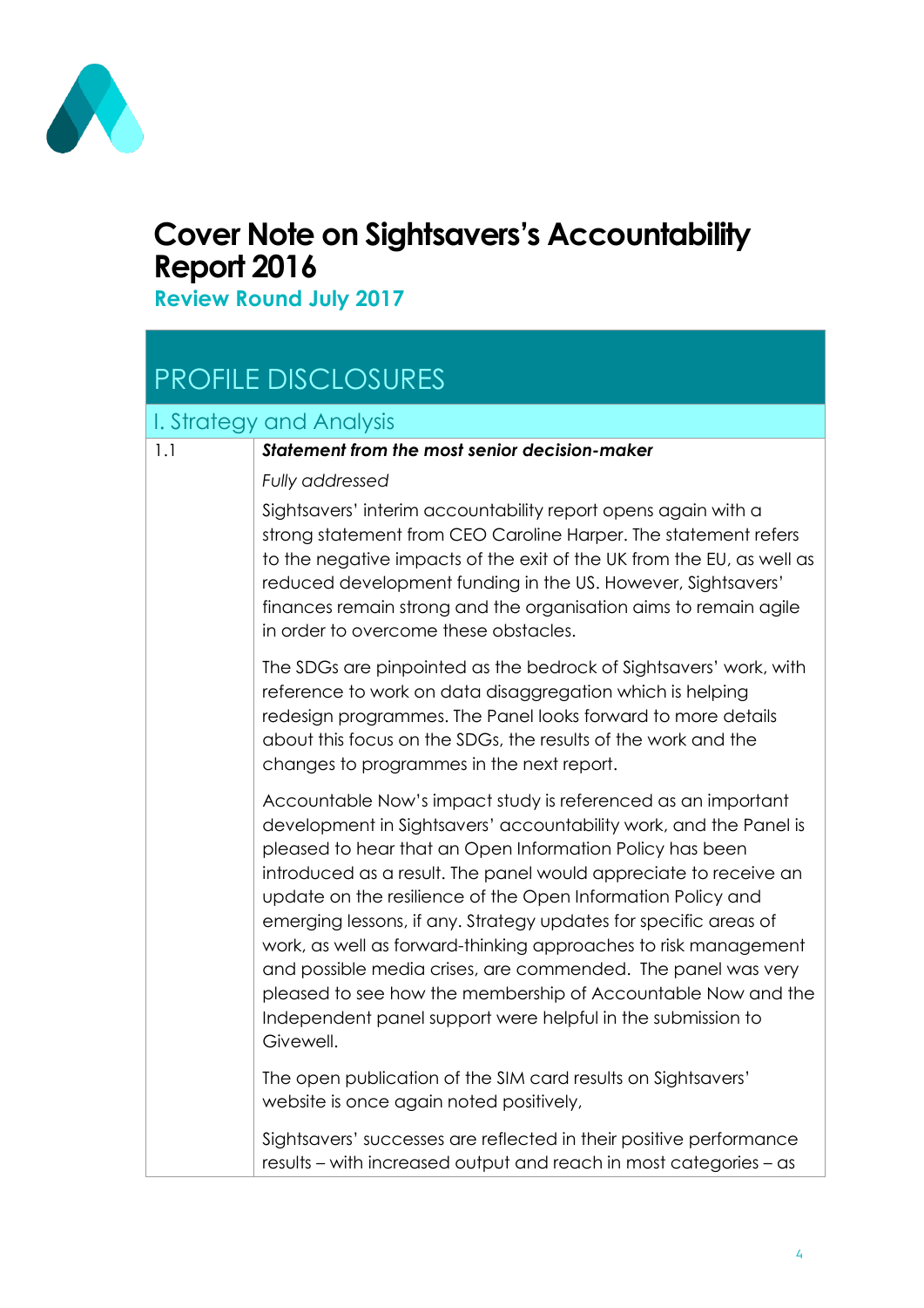# Cover Note on Sightsavers's Accountability Report 2016

**Review Round July 2017**

## PROFILE DISCLOSURES

### I. Strategy and Analysis

| | |
|---|---|
| 1.1 | ***Statement from the most senior decision-maker***<br><br>*Fully addressed*<br><br>Sightsavers' interim accountability report opens again with a strong statement from CEO Caroline Harper. The statement refers to the negative impacts of the exit of the UK from the EU, as well as reduced development funding in the US. However, Sightsavers' finances remain strong and the organisation aims to remain agile in order to overcome these obstacles.<br><br>The SDGs are pinpointed as the bedrock of Sightsavers' work, with reference to work on data disaggregation which is helping redesign programmes. The Panel looks forward to more details about this focus on the SDGs, the results of the work and the changes to programmes in the next report.<br><br>Accountable Now's impact study is referenced as an important development in Sightsavers' accountability work, and the Panel is pleased to hear that an Open Information Policy has been introduced as a result. The panel would appreciate to receive an update on the resilience of the Open Information Policy and emerging lessons, if any. Strategy updates for specific areas of work, as well as forward-thinking approaches to risk management and possible media crises, are commended. The panel was very pleased to see how the membership of Accountable Now and the Independent panel support were helpful in the submission to Givewell.<br><br>The open publication of the SIM card results on Sightsavers' website is once again noted positively,<br><br>Sightsavers' successes are reflected in their positive performance results – with increased output and reach in most categories – as |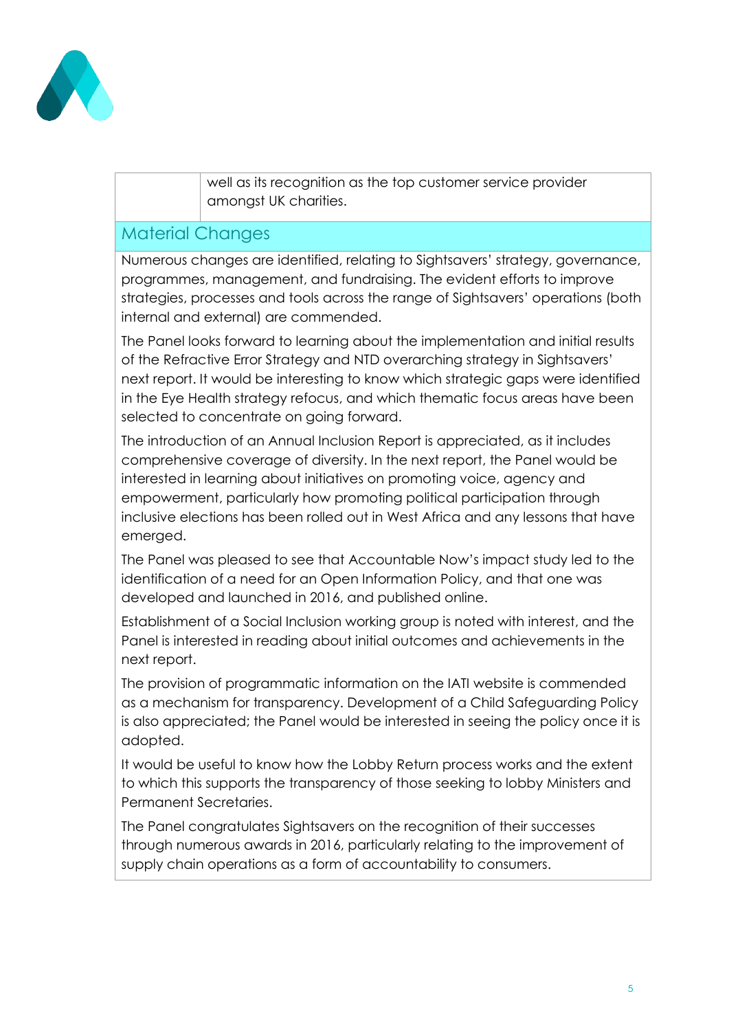| | well as its recognition as the top customer service provider amongst UK charities. |
|---|---|

## Material Changes

Numerous changes are identified, relating to Sightsavers' strategy, governance, programmes, management, and fundraising. The evident efforts to improve strategies, processes and tools across the range of Sightsavers' operations (both internal and external) are commended.

The Panel looks forward to learning about the implementation and initial results of the Refractive Error Strategy and NTD overarching strategy in Sightsavers' next report. It would be interesting to know which strategic gaps were identified in the Eye Health strategy refocus, and which thematic focus areas have been selected to concentrate on going forward.

The introduction of an Annual Inclusion Report is appreciated, as it includes comprehensive coverage of diversity. In the next report, the Panel would be interested in learning about initiatives on promoting voice, agency and empowerment, particularly how promoting political participation through inclusive elections has been rolled out in West Africa and any lessons that have emerged.

The Panel was pleased to see that Accountable Now's impact study led to the identification of a need for an Open Information Policy, and that one was developed and launched in 2016, and published online.

Establishment of a Social Inclusion working group is noted with interest, and the Panel is interested in reading about initial outcomes and achievements in the next report.

The provision of programmatic information on the IATI website is commended as a mechanism for transparency. Development of a Child Safeguarding Policy is also appreciated; the Panel would be interested in seeing the policy once it is adopted.

It would be useful to know how the Lobby Return process works and the extent to which this supports the transparency of those seeking to lobby Ministers and Permanent Secretaries.

The Panel congratulates Sightsavers on the recognition of their successes through numerous awards in 2016, particularly relating to the improvement of supply chain operations as a form of accountability to consumers.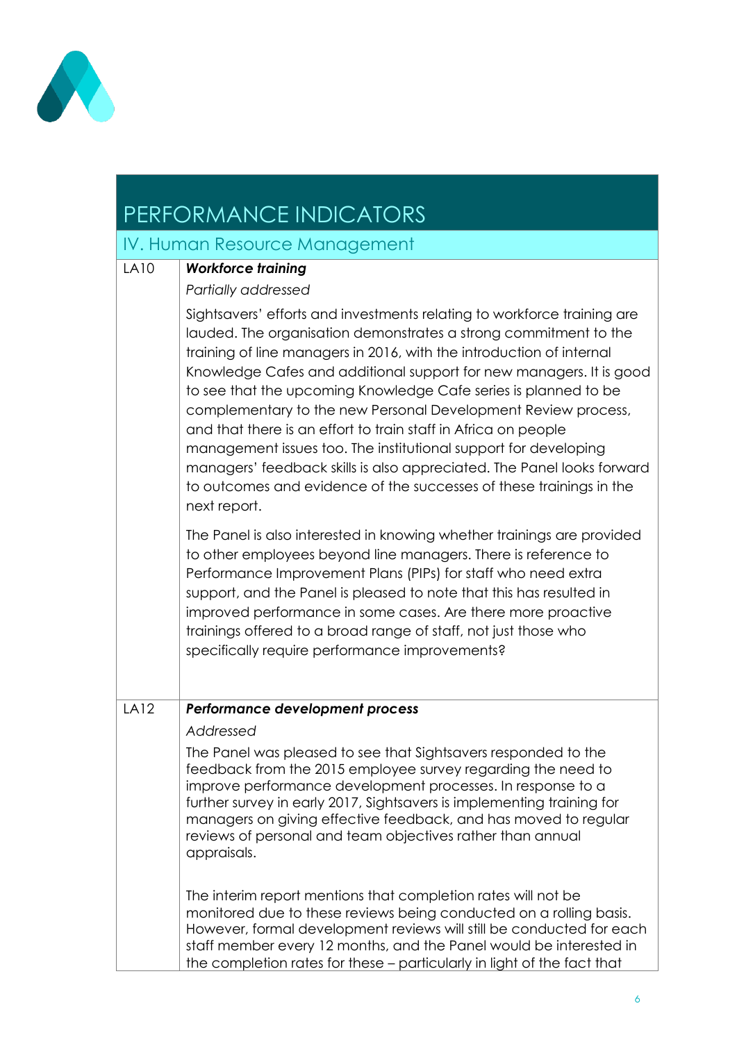## PERFORMANCE INDICATORS

### IV. Human Resource Management

| | |
|---|---|
| LA10 | ***Workforce training***<br>*Partially addressed*<br>Sightsavers' efforts and investments relating to workforce training are lauded. The organisation demonstrates a strong commitment to the training of line managers in 2016, with the introduction of internal Knowledge Cafes and additional support for new managers. It is good to see that the upcoming Knowledge Cafe series is planned to be complementary to the new Personal Development Review process, and that there is an effort to train staff in Africa on people management issues too. The institutional support for developing managers' feedback skills is also appreciated. The Panel looks forward to outcomes and evidence of the successes of these trainings in the next report.<br>The Panel is also interested in knowing whether trainings are provided to other employees beyond line managers. There is reference to Performance Improvement Plans (PIPs) for staff who need extra support, and the Panel is pleased to note that this has resulted in improved performance in some cases. Are there more proactive trainings offered to a broad range of staff, not just those who specifically require performance improvements? |
| LA12 | ***Performance development process***<br>*Addressed*<br>The Panel was pleased to see that Sightsavers responded to the feedback from the 2015 employee survey regarding the need to improve performance development processes. In response to a further survey in early 2017, Sightsavers is implementing training for managers on giving effective feedback, and has moved to regular reviews of personal and team objectives rather than annual appraisals.<br>The interim report mentions that completion rates will not be monitored due to these reviews being conducted on a rolling basis. However, formal development reviews will still be conducted for each staff member every 12 months, and the Panel would be interested in the completion rates for these – particularly in light of the fact that |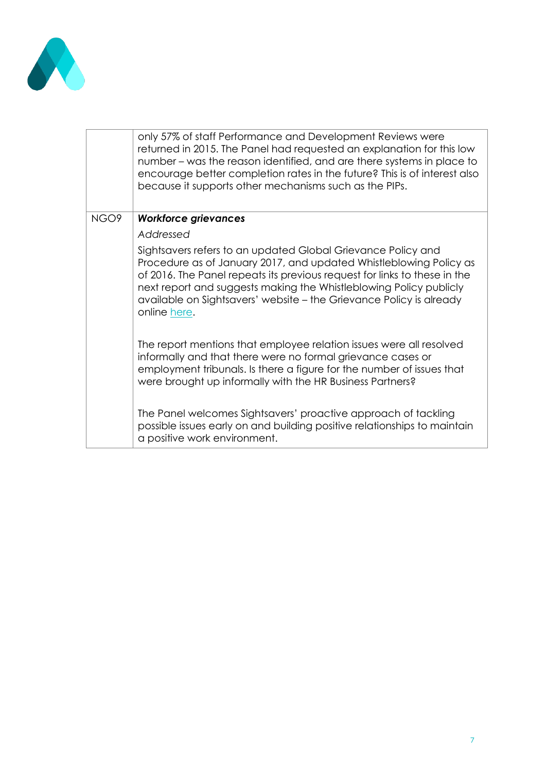| | |
|---|---|
| | only 57% of staff Performance and Development Reviews were returned in 2015. The Panel had requested an explanation for this low number – was the reason identified, and are there systems in place to encourage better completion rates in the future? This is of interest also because it supports other mechanisms such as the PIPs. |
| NGO9 | ***Workforce grievances***<br><br>*Addressed*<br><br>Sightsavers refers to an updated Global Grievance Policy and Procedure as of January 2017, and updated Whistleblowing Policy as of 2016. The Panel repeats its previous request for links to these in the next report and suggests making the Whistleblowing Policy publicly available on Sightsavers' website – the Grievance Policy is already online here.<br><br>The report mentions that employee relation issues were all resolved informally and that there were no formal grievance cases or employment tribunals. Is there a figure for the number of issues that were brought up informally with the HR Business Partners?<br><br>The Panel welcomes Sightsavers' proactive approach of tackling possible issues early on and building positive relationships to maintain a positive work environment. |